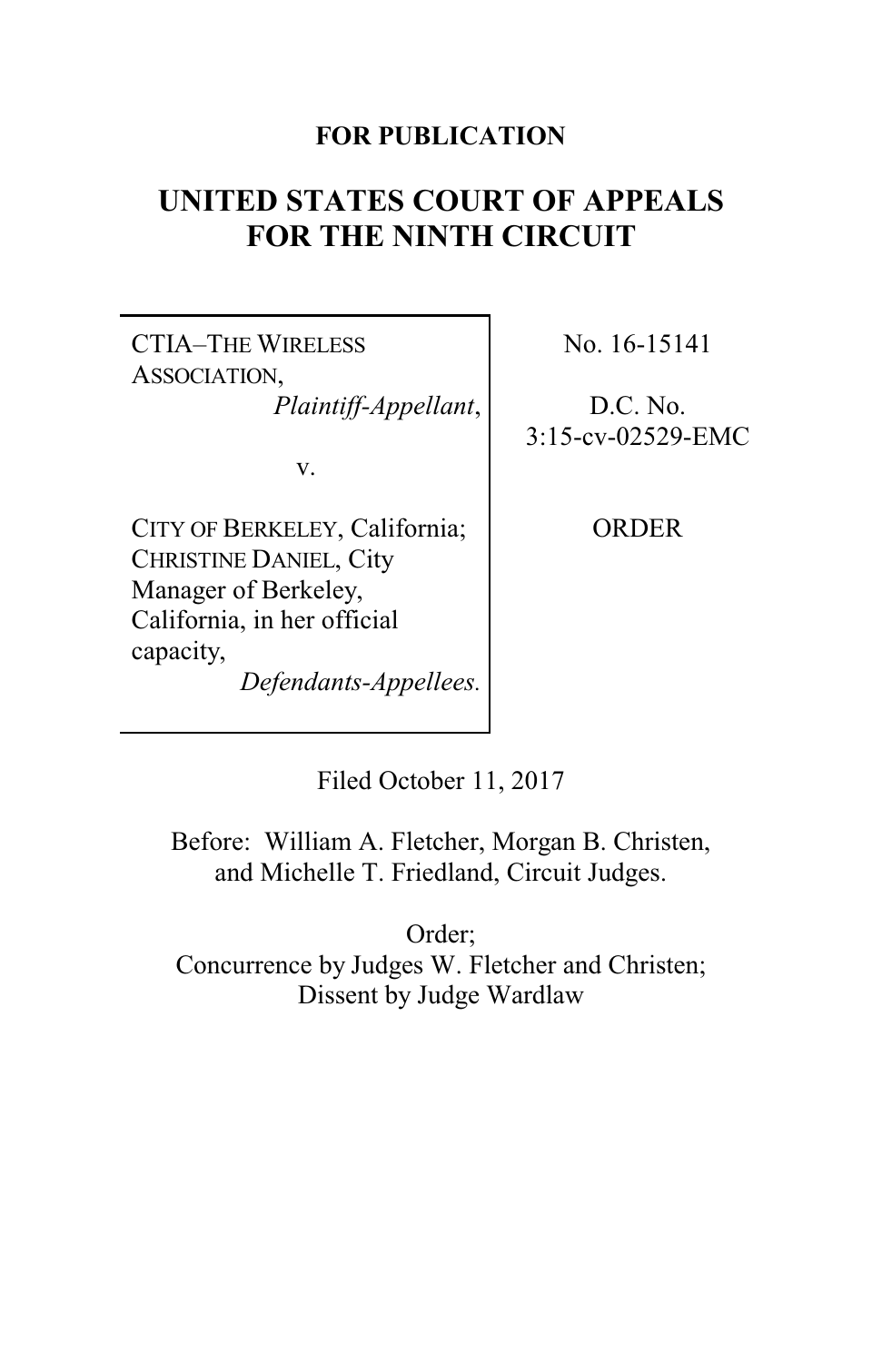**FOR PUBLICATION**

# UNITED STATES COURT OF APPEALS FOR THE NINTH CIRCUIT

| | |
|---|---|
| CTIA–THE WIRELESS ASSOCIATION, *Plaintiff-Appellant*, v. CITY OF BERKELEY, California; CHRISTINE DANIEL, City Manager of Berkeley, California, in her official capacity, *Defendants-Appellees.* | No. 16-15141<br><br>D.C. No. 3:15-cv-02529-EMC<br><br>ORDER |

Filed October 11, 2017

Before: William A. Fletcher, Morgan B. Christen, and Michelle T. Friedland, Circuit Judges.

Order;
Concurrence by Judges W. Fletcher and Christen;
Dissent by Judge Wardlaw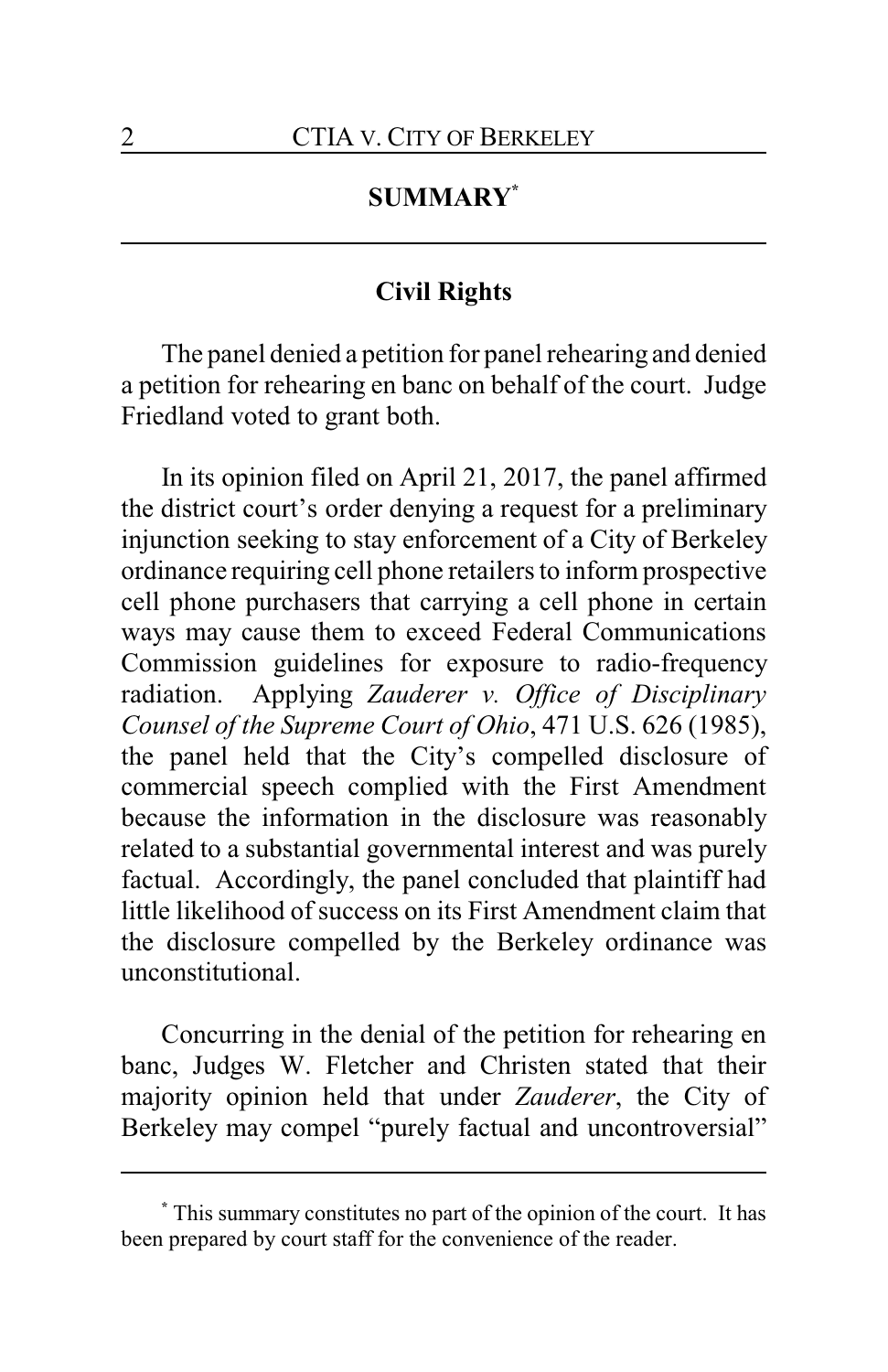## SUMMARY[*]

### Civil Rights

The panel denied a petition for panel rehearing and denied a petition for rehearing en banc on behalf of the court. Judge Friedland voted to grant both.

In its opinion filed on April 21, 2017, the panel affirmed the district court's order denying a request for a preliminary injunction seeking to stay enforcement of a City of Berkeley ordinance requiring cell phone retailers to inform prospective cell phone purchasers that carrying a cell phone in certain ways may cause them to exceed Federal Communications Commission guidelines for exposure to radio-frequency radiation. Applying *Zauderer v. Office of Disciplinary Counsel of the Supreme Court of Ohio*, 471 U.S. 626 (1985), the panel held that the City's compelled disclosure of commercial speech complied with the First Amendment because the information in the disclosure was reasonably related to a substantial governmental interest and was purely factual. Accordingly, the panel concluded that plaintiff had little likelihood of success on its First Amendment claim that the disclosure compelled by the Berkeley ordinance was unconstitutional.

Concurring in the denial of the petition for rehearing en banc, Judges W. Fletcher and Christen stated that their majority opinion held that under *Zauderer*, the City of Berkeley may compel "purely factual and uncontroversial"

---

[*] This summary constitutes no part of the opinion of the court. It has been prepared by court staff for the convenience of the reader.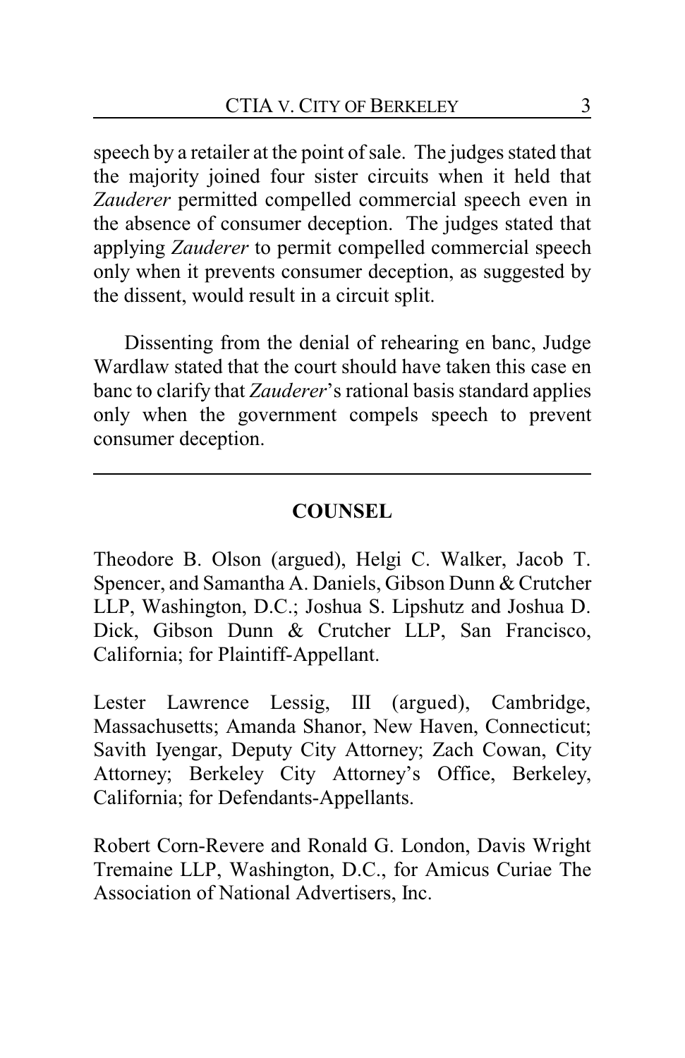speech by a retailer at the point of sale. The judges stated that the majority joined four sister circuits when it held that *Zauderer* permitted compelled commercial speech even in the absence of consumer deception. The judges stated that applying *Zauderer* to permit compelled commercial speech only when it prevents consumer deception, as suggested by the dissent, would result in a circuit split.

Dissenting from the denial of rehearing en banc, Judge Wardlaw stated that the court should have taken this case en banc to clarify that *Zauderer*'s rational basis standard applies only when the government compels speech to prevent consumer deception.

---

## COUNSEL

Theodore B. Olson (argued), Helgi C. Walker, Jacob T. Spencer, and Samantha A. Daniels, Gibson Dunn & Crutcher LLP, Washington, D.C.; Joshua S. Lipshutz and Joshua D. Dick, Gibson Dunn & Crutcher LLP, San Francisco, California; for Plaintiff-Appellant.

Lester Lawrence Lessig, III (argued), Cambridge, Massachusetts; Amanda Shanor, New Haven, Connecticut; Savith Iyengar, Deputy City Attorney; Zach Cowan, City Attorney; Berkeley City Attorney's Office, Berkeley, California; for Defendants-Appellants.

Robert Corn-Revere and Ronald G. London, Davis Wright Tremaine LLP, Washington, D.C., for Amicus Curiae The Association of National Advertisers, Inc.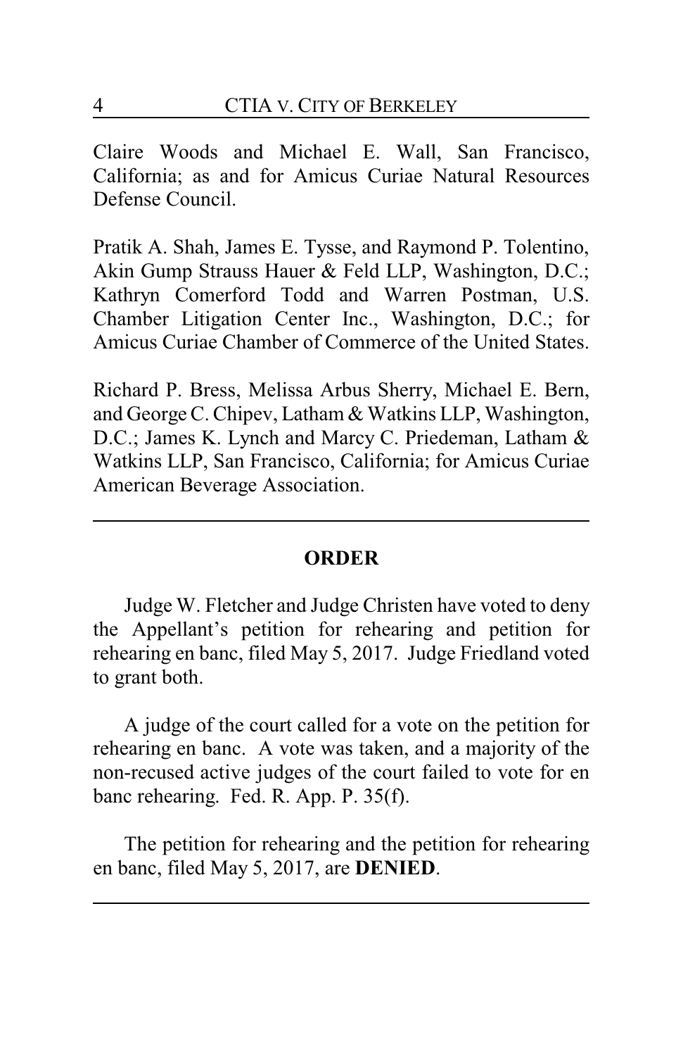Claire Woods and Michael E. Wall, San Francisco, California; as and for Amicus Curiae Natural Resources Defense Council.

Pratik A. Shah, James E. Tysse, and Raymond P. Tolentino, Akin Gump Strauss Hauer & Feld LLP, Washington, D.C.; Kathryn Comerford Todd and Warren Postman, U.S. Chamber Litigation Center Inc., Washington, D.C.; for Amicus Curiae Chamber of Commerce of the United States.

Richard P. Bress, Melissa Arbus Sherry, Michael E. Bern, and George C. Chipev, Latham & Watkins LLP, Washington, D.C.; James K. Lynch and Marcy C. Priedeman, Latham & Watkins LLP, San Francisco, California; for Amicus Curiae American Beverage Association.

---

**ORDER**

Judge W. Fletcher and Judge Christen have voted to deny the Appellant's petition for rehearing and petition for rehearing en banc, filed May 5, 2017. Judge Friedland voted to grant both.

A judge of the court called for a vote on the petition for rehearing en banc. A vote was taken, and a majority of the non-recused active judges of the court failed to vote for en banc rehearing. Fed. R. App. P. 35(f).

The petition for rehearing and the petition for rehearing en banc, filed May 5, 2017, are **DENIED**.

---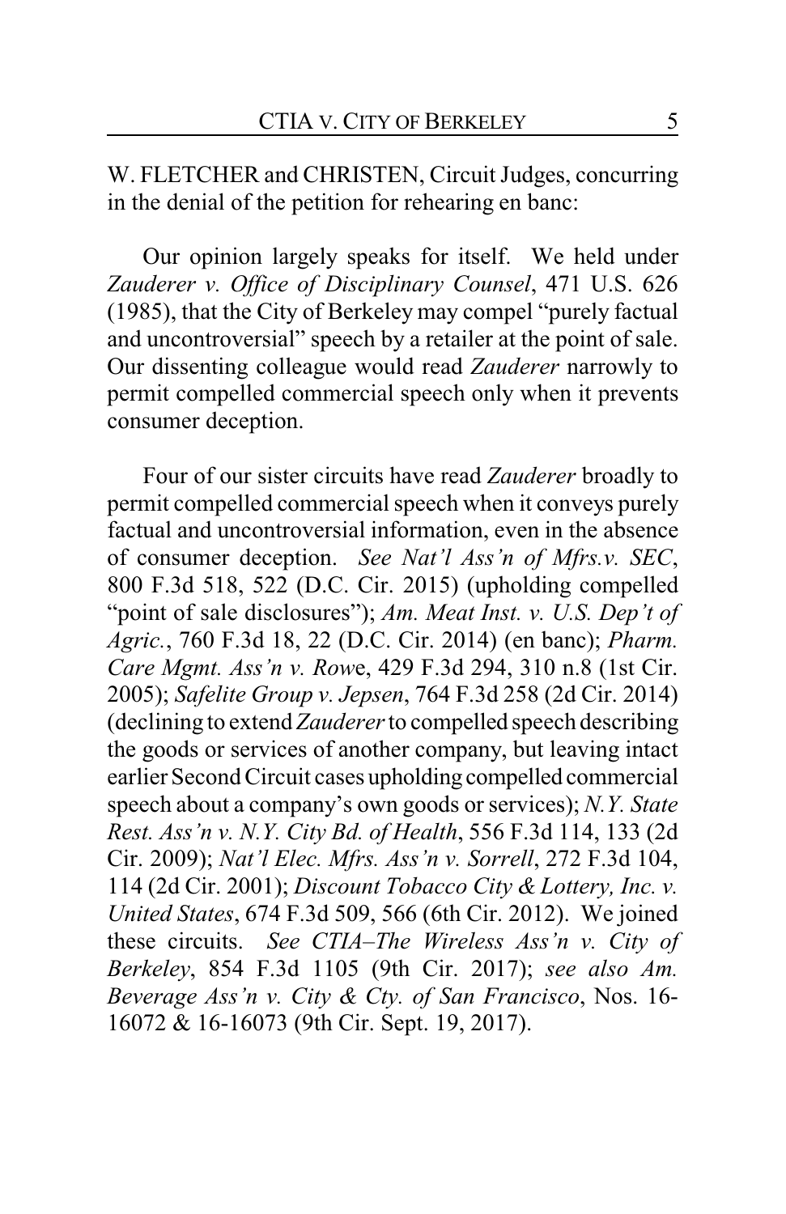W. FLETCHER and CHRISTEN, Circuit Judges, concurring in the denial of the petition for rehearing en banc:

Our opinion largely speaks for itself. We held under *Zauderer v. Office of Disciplinary Counsel*, 471 U.S. 626 (1985), that the City of Berkeley may compel "purely factual and uncontroversial" speech by a retailer at the point of sale. Our dissenting colleague would read *Zauderer* narrowly to permit compelled commercial speech only when it prevents consumer deception.

Four of our sister circuits have read *Zauderer* broadly to permit compelled commercial speech when it conveys purely factual and uncontroversial information, even in the absence of consumer deception. *See Nat'l Ass'n of Mfrs.v. SEC*, 800 F.3d 518, 522 (D.C. Cir. 2015) (upholding compelled "point of sale disclosures"); *Am. Meat Inst. v. U.S. Dep't of Agric.*, 760 F.3d 18, 22 (D.C. Cir. 2014) (en banc); *Pharm. Care Mgmt. Ass'n v. Rowe*, 429 F.3d 294, 310 n.8 (1st Cir. 2005); *Safelite Group v. Jepsen*, 764 F.3d 258 (2d Cir. 2014) (declining to extend *Zauderer* to compelled speech describing the goods or services of another company, but leaving intact earlier Second Circuit cases upholding compelled commercial speech about a company's own goods or services); *N.Y. State Rest. Ass'n v. N.Y. City Bd. of Health*, 556 F.3d 114, 133 (2d Cir. 2009); *Nat'l Elec. Mfrs. Ass'n v. Sorrell*, 272 F.3d 104, 114 (2d Cir. 2001); *Discount Tobacco City & Lottery, Inc. v. United States*, 674 F.3d 509, 566 (6th Cir. 2012). We joined these circuits. *See CTIA–The Wireless Ass'n v. City of Berkeley*, 854 F.3d 1105 (9th Cir. 2017); *see also Am. Beverage Ass'n v. City & Cty. of San Francisco*, Nos. 16-16072 & 16-16073 (9th Cir. Sept. 19, 2017).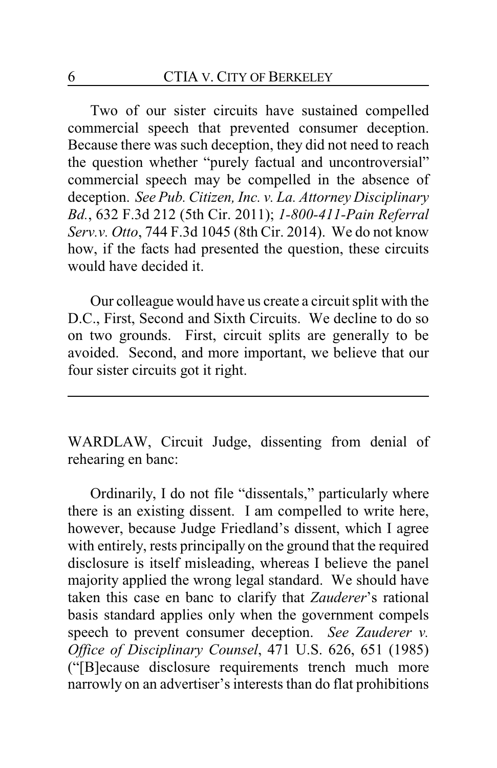Two of our sister circuits have sustained compelled commercial speech that prevented consumer deception. Because there was such deception, they did not need to reach the question whether "purely factual and uncontroversial" commercial speech may be compelled in the absence of deception. *See Pub. Citizen, Inc. v. La. Attorney Disciplinary Bd.*, 632 F.3d 212 (5th Cir. 2011); *1-800-411-Pain Referral Serv.v. Otto*, 744 F.3d 1045 (8th Cir. 2014). We do not know how, if the facts had presented the question, these circuits would have decided it.

Our colleague would have us create a circuit split with the D.C., First, Second and Sixth Circuits. We decline to do so on two grounds. First, circuit splits are generally to be avoided. Second, and more important, we believe that our four sister circuits got it right.

---

WARDLAW, Circuit Judge, dissenting from denial of rehearing en banc:

Ordinarily, I do not file "dissentals," particularly where there is an existing dissent. I am compelled to write here, however, because Judge Friedland's dissent, which I agree with entirely, rests principally on the ground that the required disclosure is itself misleading, whereas I believe the panel majority applied the wrong legal standard. We should have taken this case en banc to clarify that *Zauderer*'s rational basis standard applies only when the government compels speech to prevent consumer deception. *See Zauderer v. Office of Disciplinary Counsel*, 471 U.S. 626, 651 (1985) ("[B]ecause disclosure requirements trench much more narrowly on an advertiser's interests than do flat prohibitions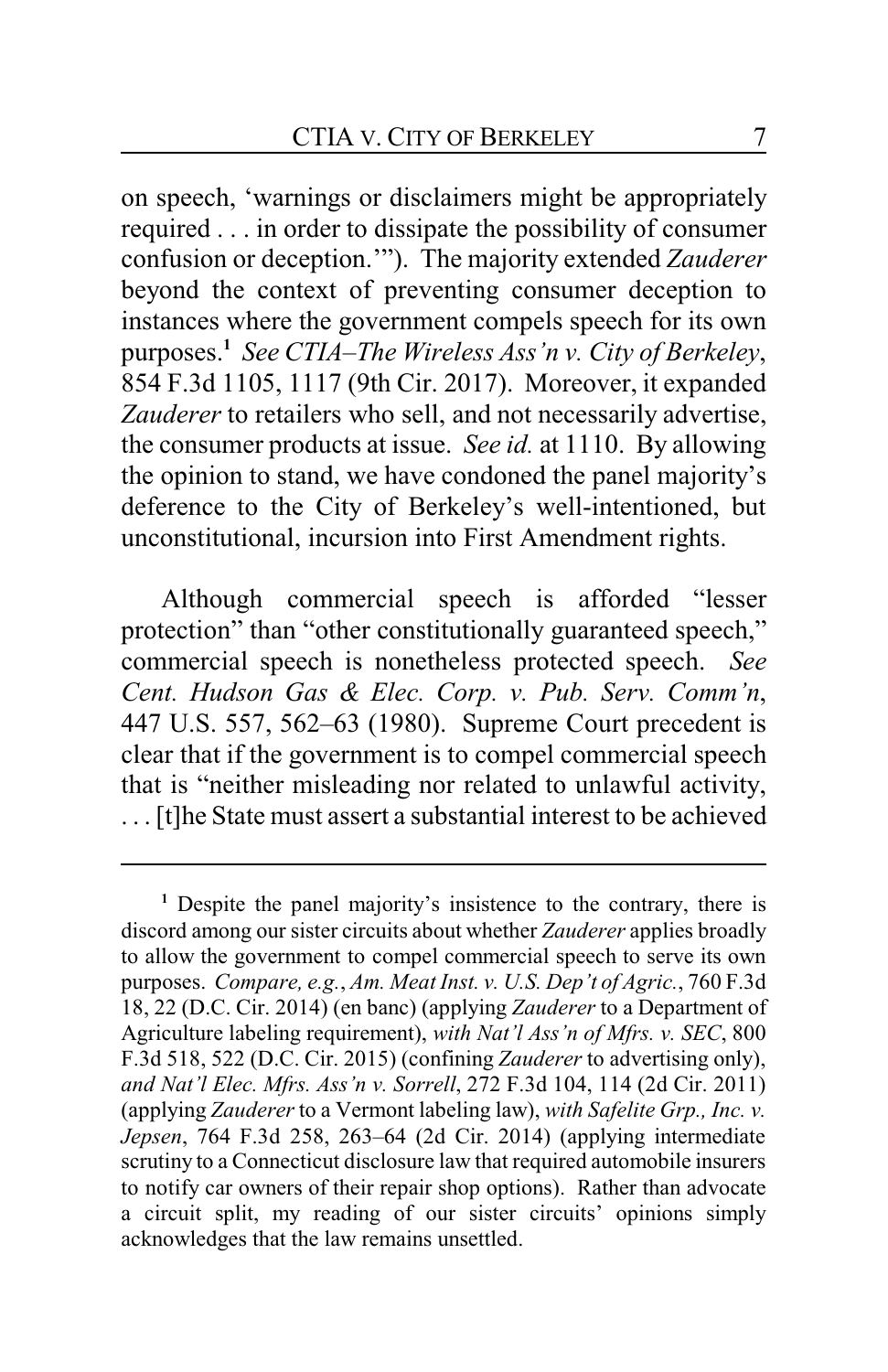on speech, 'warnings or disclaimers might be appropriately required . . . in order to dissipate the possibility of consumer confusion or deception.'"). The majority extended *Zauderer* beyond the context of preventing consumer deception to instances where the government compels speech for its own purposes.[1] *See CTIA–The Wireless Ass'n v. City of Berkeley*, 854 F.3d 1105, 1117 (9th Cir. 2017). Moreover, it expanded *Zauderer* to retailers who sell, and not necessarily advertise, the consumer products at issue. *See id.* at 1110. By allowing the opinion to stand, we have condoned the panel majority's deference to the City of Berkeley's well-intentioned, but unconstitutional, incursion into First Amendment rights.

Although commercial speech is afforded "lesser protection" than "other constitutionally guaranteed speech," commercial speech is nonetheless protected speech. *See Cent. Hudson Gas & Elec. Corp. v. Pub. Serv. Comm'n*, 447 U.S. 557, 562–63 (1980). Supreme Court precedent is clear that if the government is to compel commercial speech that is "neither misleading nor related to unlawful activity, . . . [t]he State must assert a substantial interest to be achieved

---

[1] Despite the panel majority's insistence to the contrary, there is discord among our sister circuits about whether *Zauderer* applies broadly to allow the government to compel commercial speech to serve its own purposes. *Compare, e.g.*, *Am. Meat Inst. v. U.S. Dep't of Agric.*, 760 F.3d 18, 22 (D.C. Cir. 2014) (en banc) (applying *Zauderer* to a Department of Agriculture labeling requirement), *with Nat'l Ass'n of Mfrs. v. SEC*, 800 F.3d 518, 522 (D.C. Cir. 2015) (confining *Zauderer* to advertising only), *and Nat'l Elec. Mfrs. Ass'n v. Sorrell*, 272 F.3d 104, 114 (2d Cir. 2011) (applying *Zauderer* to a Vermont labeling law), *with Safelite Grp., Inc. v. Jepsen*, 764 F.3d 258, 263–64 (2d Cir. 2014) (applying intermediate scrutiny to a Connecticut disclosure law that required automobile insurers to notify car owners of their repair shop options). Rather than advocate a circuit split, my reading of our sister circuits' opinions simply acknowledges that the law remains unsettled.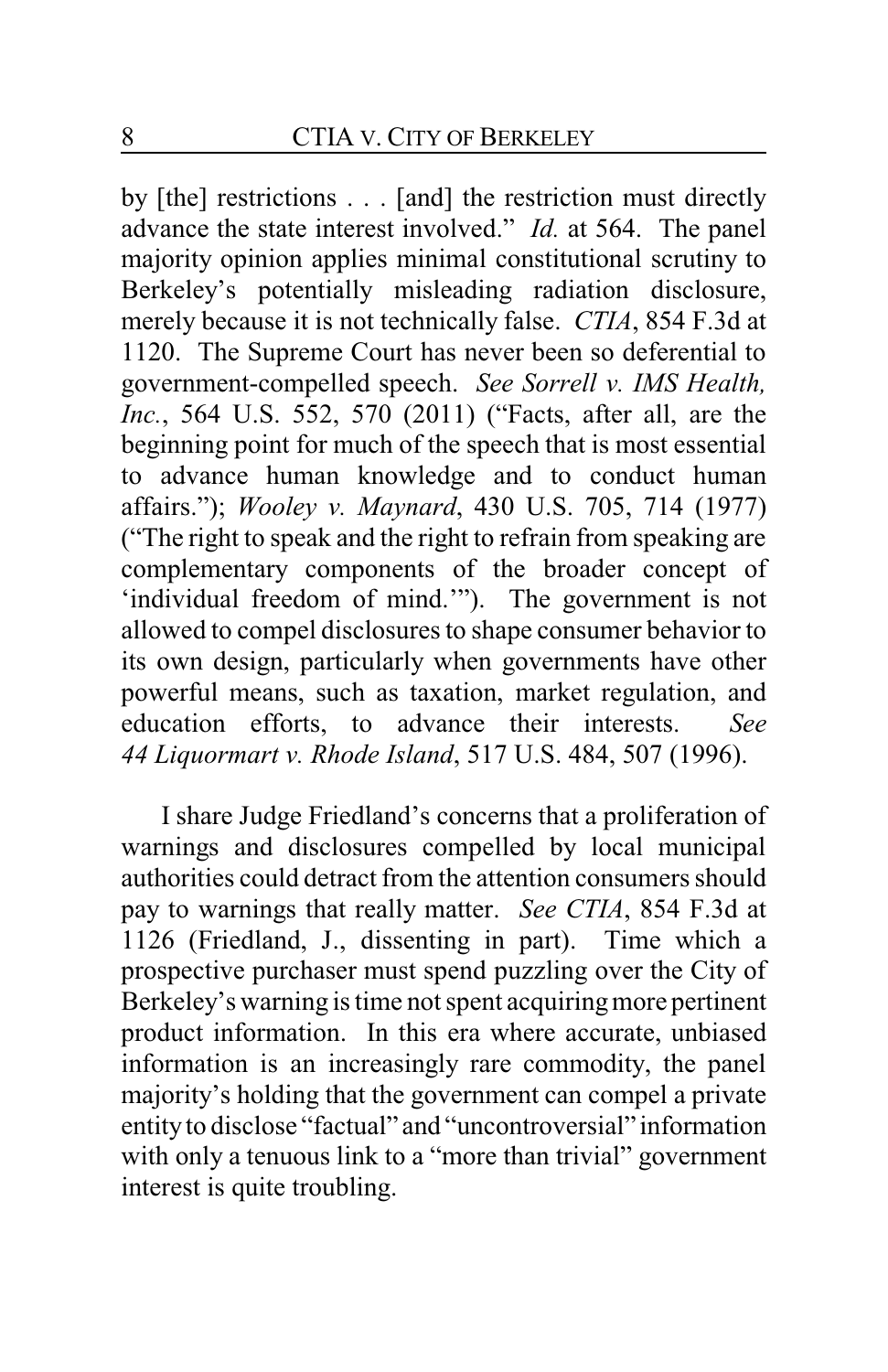by [the] restrictions . . . [and] the restriction must directly advance the state interest involved." *Id.* at 564. The panel majority opinion applies minimal constitutional scrutiny to Berkeley's potentially misleading radiation disclosure, merely because it is not technically false. *CTIA*, 854 F.3d at 1120. The Supreme Court has never been so deferential to government-compelled speech. *See Sorrell v. IMS Health, Inc.*, 564 U.S. 552, 570 (2011) ("Facts, after all, are the beginning point for much of the speech that is most essential to advance human knowledge and to conduct human affairs."); *Wooley v. Maynard*, 430 U.S. 705, 714 (1977) ("The right to speak and the right to refrain from speaking are complementary components of the broader concept of 'individual freedom of mind.'"). The government is not allowed to compel disclosures to shape consumer behavior to its own design, particularly when governments have other powerful means, such as taxation, market regulation, and education efforts, to advance their interests. *See 44 Liquormart v. Rhode Island*, 517 U.S. 484, 507 (1996).

I share Judge Friedland's concerns that a proliferation of warnings and disclosures compelled by local municipal authorities could detract from the attention consumers should pay to warnings that really matter. *See CTIA*, 854 F.3d at 1126 (Friedland, J., dissenting in part). Time which a prospective purchaser must spend puzzling over the City of Berkeley's warning is time not spent acquiring more pertinent product information. In this era where accurate, unbiased information is an increasingly rare commodity, the panel majority's holding that the government can compel a private entity to disclose "factual" and "uncontroversial" information with only a tenuous link to a "more than trivial" government interest is quite troubling.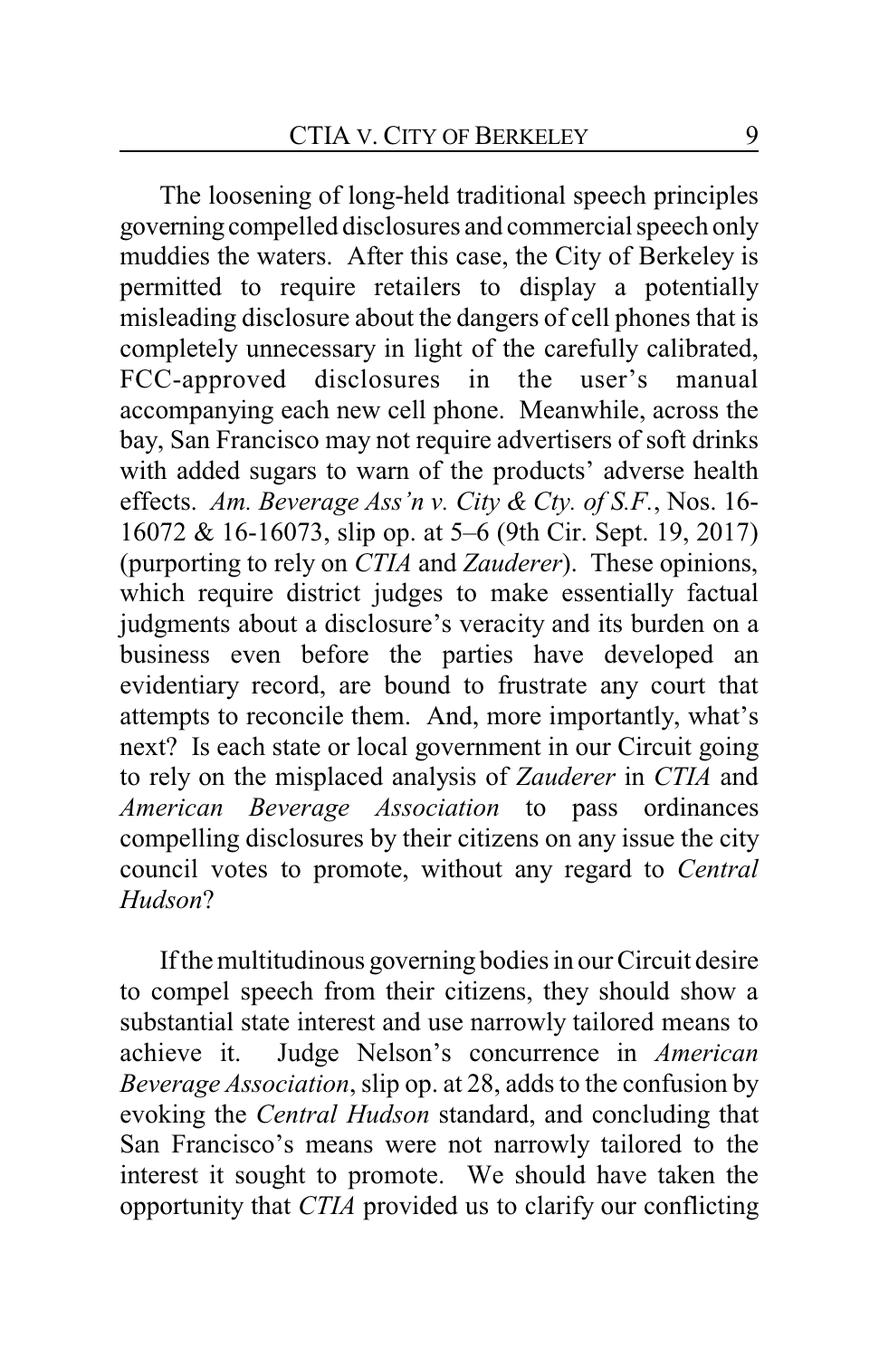The loosening of long-held traditional speech principles governing compelled disclosures and commercial speech only muddies the waters. After this case, the City of Berkeley is permitted to require retailers to display a potentially misleading disclosure about the dangers of cell phones that is completely unnecessary in light of the carefully calibrated, FCC-approved disclosures in the user's manual accompanying each new cell phone. Meanwhile, across the bay, San Francisco may not require advertisers of soft drinks with added sugars to warn of the products' adverse health effects. *Am. Beverage Ass'n v. City & Cty. of S.F.*, Nos. 16-16072 & 16-16073, slip op. at 5–6 (9th Cir. Sept. 19, 2017) (purporting to rely on *CTIA* and *Zauderer*). These opinions, which require district judges to make essentially factual judgments about a disclosure's veracity and its burden on a business even before the parties have developed an evidentiary record, are bound to frustrate any court that attempts to reconcile them. And, more importantly, what's next? Is each state or local government in our Circuit going to rely on the misplaced analysis of *Zauderer* in *CTIA* and *American Beverage Association* to pass ordinances compelling disclosures by their citizens on any issue the city council votes to promote, without any regard to *Central Hudson*?

If the multitudinous governing bodies in our Circuit desire to compel speech from their citizens, they should show a substantial state interest and use narrowly tailored means to achieve it. Judge Nelson's concurrence in *American Beverage Association*, slip op. at 28, adds to the confusion by evoking the *Central Hudson* standard, and concluding that San Francisco's means were not narrowly tailored to the interest it sought to promote. We should have taken the opportunity that *CTIA* provided us to clarify our conflicting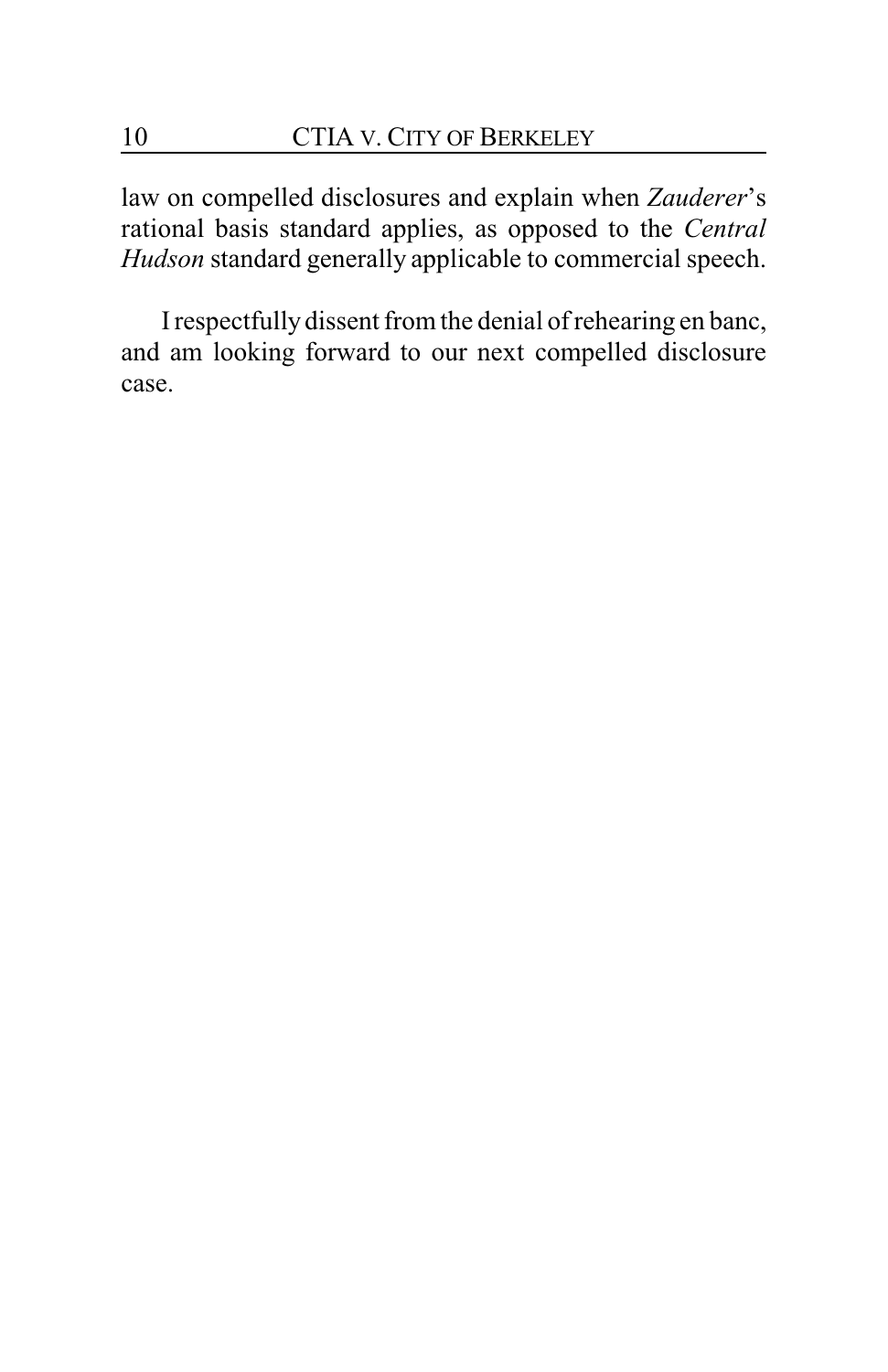law on compelled disclosures and explain when *Zauderer*'s rational basis standard applies, as opposed to the *Central Hudson* standard generally applicable to commercial speech.

I respectfully dissent from the denial of rehearing en banc, and am looking forward to our next compelled disclosure case.